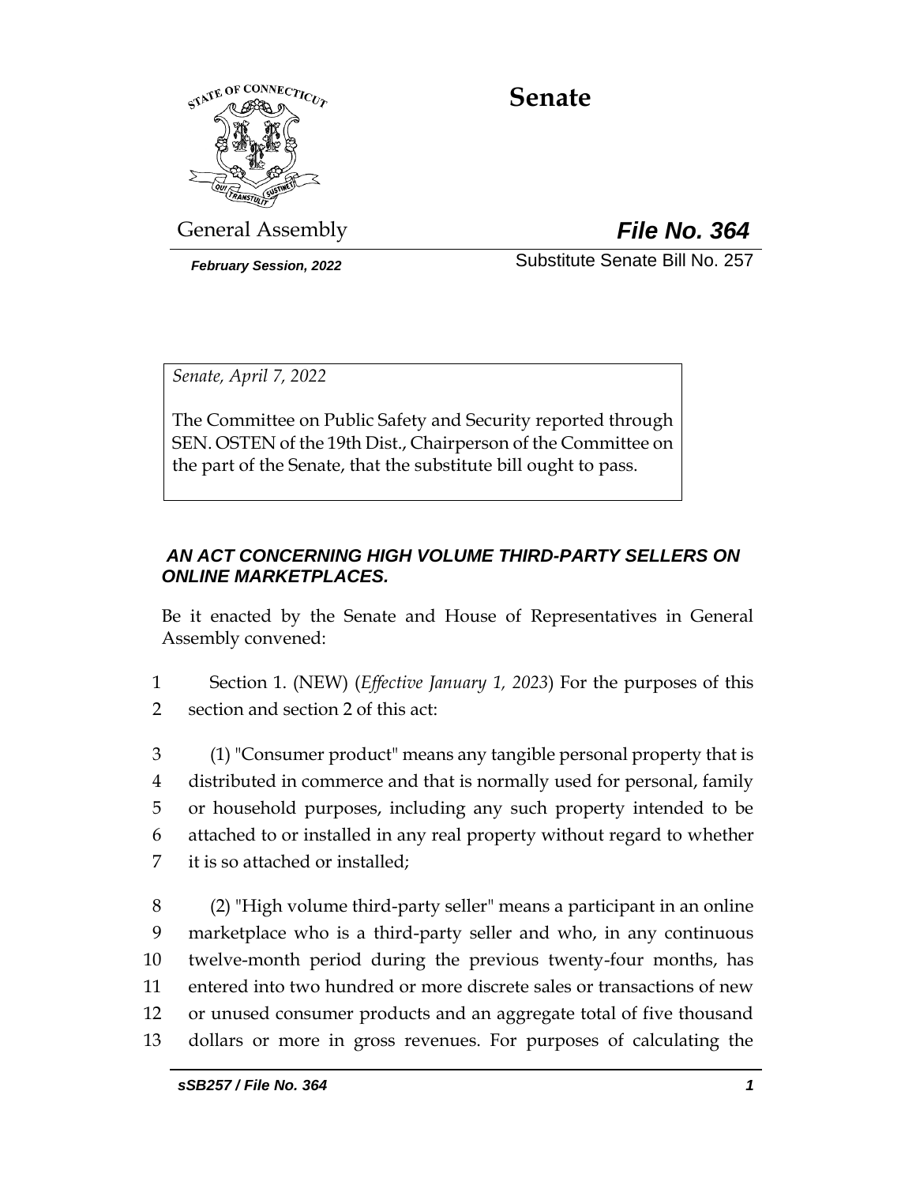# Senate

General Assembly **File No. 364**

*February Session, 2022* Substitute Senate Bill No. 257

*Senate, April 7, 2022*

The Committee on Public Safety and Security reported through SEN. OSTEN of the 19th Dist., Chairperson of the Committee on the part of the Senate, that the substitute bill ought to pass.

***AN ACT CONCERNING HIGH VOLUME THIRD-PARTY SELLERS ON ONLINE MARKETPLACES.***

Be it enacted by the Senate and House of Representatives in General Assembly convened:

1 Section 1. (NEW) (*Effective January 1, 2023*) For the purposes of this
2 section and section 2 of this act:

3 (1) "Consumer product" means any tangible personal property that is
4 distributed in commerce and that is normally used for personal, family
5 or household purposes, including any such property intended to be
6 attached to or installed in any real property without regard to whether
7 it is so attached or installed;

8 (2) "High volume third-party seller" means a participant in an online
9 marketplace who is a third-party seller and who, in any continuous
10 twelve-month period during the previous twenty-four months, has
11 entered into two hundred or more discrete sales or transactions of new
12 or unused consumer products and an aggregate total of five thousand
13 dollars or more in gross revenues. For purposes of calculating the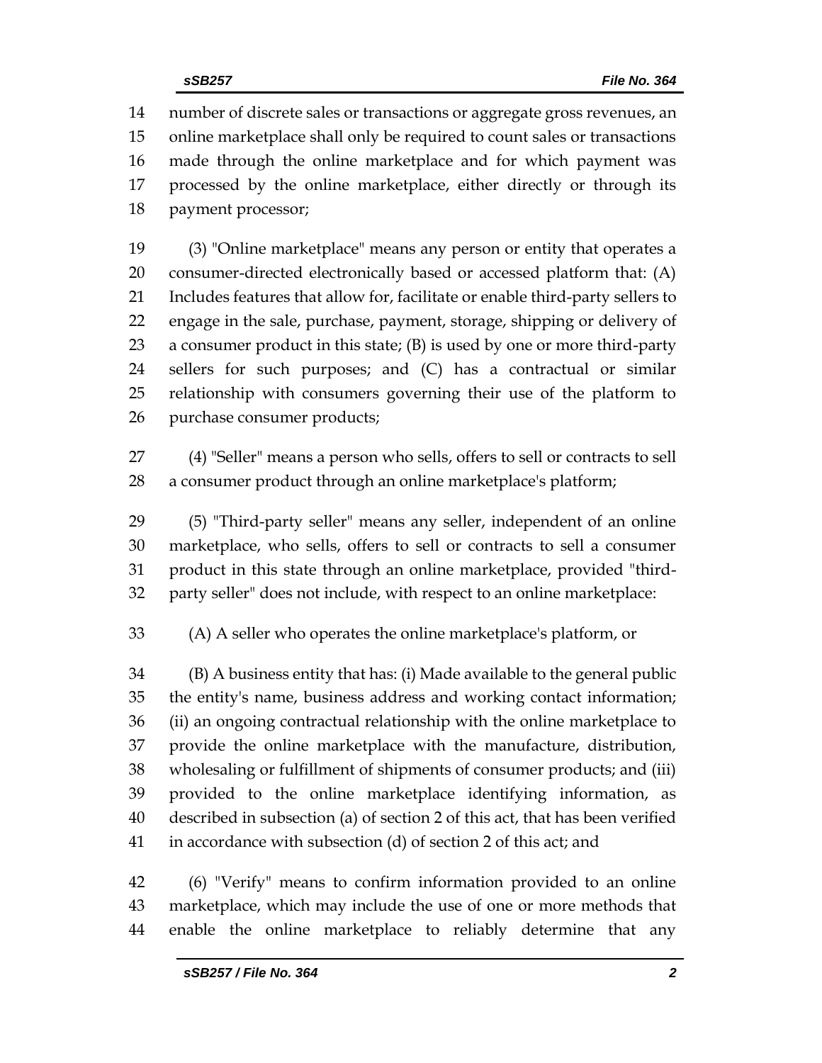number of discrete sales or transactions or aggregate gross revenues, an online marketplace shall only be required to count sales or transactions made through the online marketplace and for which payment was processed by the online marketplace, either directly or through its payment processor;

(3) "Online marketplace" means any person or entity that operates a consumer-directed electronically based or accessed platform that: (A) Includes features that allow for, facilitate or enable third-party sellers to engage in the sale, purchase, payment, storage, shipping or delivery of a consumer product in this state; (B) is used by one or more third-party sellers for such purposes; and (C) has a contractual or similar relationship with consumers governing their use of the platform to purchase consumer products;

(4) "Seller" means a person who sells, offers to sell or contracts to sell a consumer product through an online marketplace's platform;

(5) "Third-party seller" means any seller, independent of an online marketplace, who sells, offers to sell or contracts to sell a consumer product in this state through an online marketplace, provided "third-party seller" does not include, with respect to an online marketplace:

(A) A seller who operates the online marketplace's platform, or

(B) A business entity that has: (i) Made available to the general public the entity's name, business address and working contact information; (ii) an ongoing contractual relationship with the online marketplace to provide the online marketplace with the manufacture, distribution, wholesaling or fulfillment of shipments of consumer products; and (iii) provided to the online marketplace identifying information, as described in subsection (a) of section 2 of this act, that has been verified in accordance with subsection (d) of section 2 of this act; and

(6) "Verify" means to confirm information provided to an online marketplace, which may include the use of one or more methods that enable the online marketplace to reliably determine that any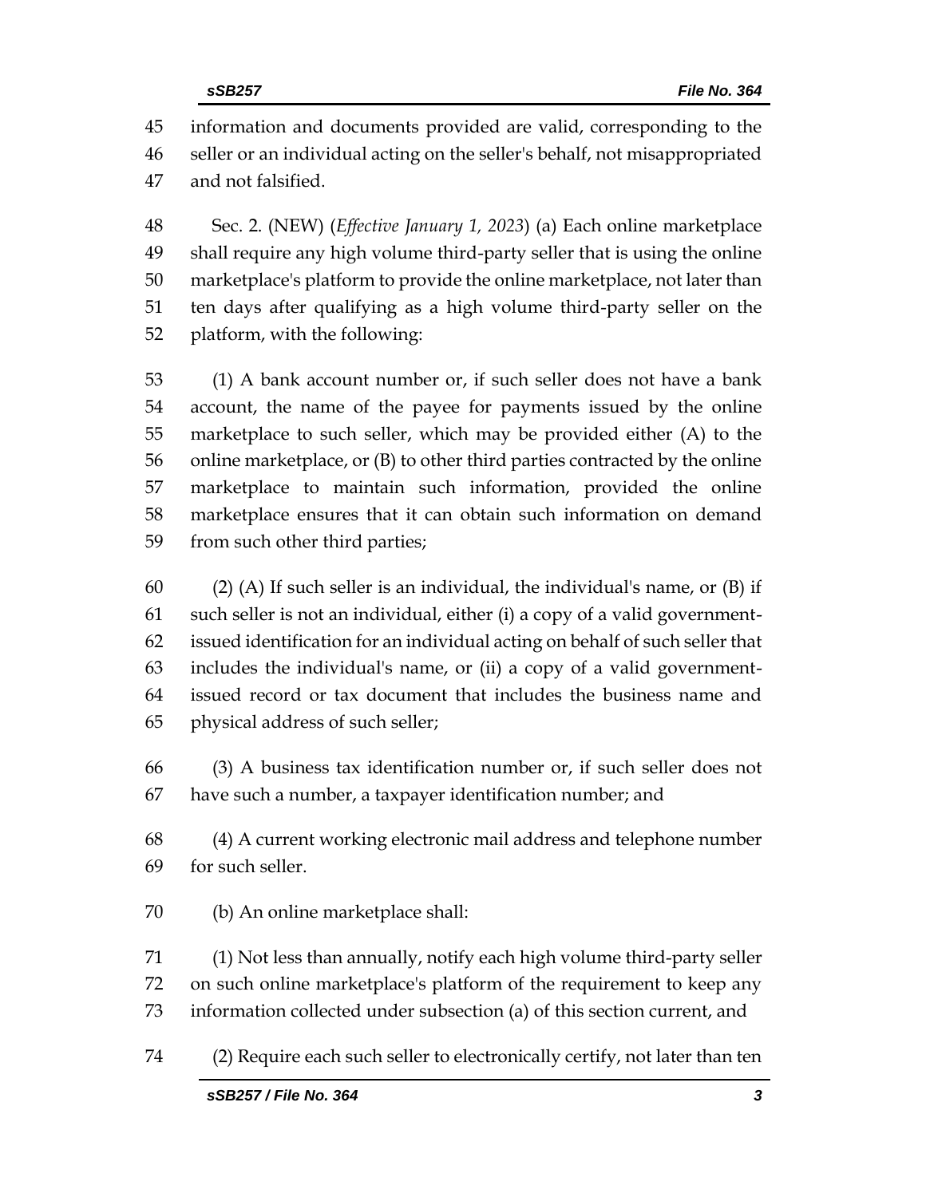information and documents provided are valid, corresponding to the seller or an individual acting on the seller's behalf, not misappropriated and not falsified.

Sec. 2. (NEW) (*Effective January 1, 2023*) (a) Each online marketplace shall require any high volume third-party seller that is using the online marketplace's platform to provide the online marketplace, not later than ten days after qualifying as a high volume third-party seller on the platform, with the following:

(1) A bank account number or, if such seller does not have a bank account, the name of the payee for payments issued by the online marketplace to such seller, which may be provided either (A) to the online marketplace, or (B) to other third parties contracted by the online marketplace to maintain such information, provided the online marketplace ensures that it can obtain such information on demand from such other third parties;

(2) (A) If such seller is an individual, the individual's name, or (B) if such seller is not an individual, either (i) a copy of a valid government-issued identification for an individual acting on behalf of such seller that includes the individual's name, or (ii) a copy of a valid government-issued record or tax document that includes the business name and physical address of such seller;

(3) A business tax identification number or, if such seller does not have such a number, a taxpayer identification number; and

(4) A current working electronic mail address and telephone number for such seller.

(b) An online marketplace shall:

(1) Not less than annually, notify each high volume third-party seller on such online marketplace's platform of the requirement to keep any information collected under subsection (a) of this section current, and

(2) Require each such seller to electronically certify, not later than ten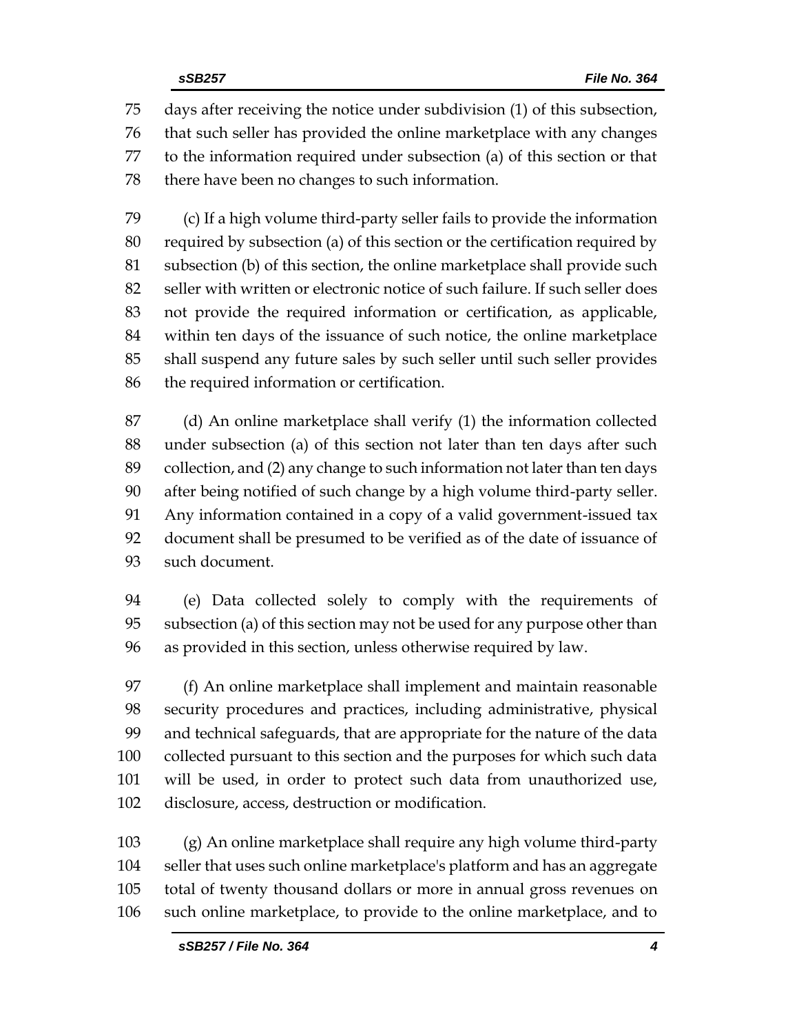days after receiving the notice under subdivision (1) of this subsection, that such seller has provided the online marketplace with any changes to the information required under subsection (a) of this section or that there have been no changes to such information.

(c) If a high volume third-party seller fails to provide the information required by subsection (a) of this section or the certification required by subsection (b) of this section, the online marketplace shall provide such seller with written or electronic notice of such failure. If such seller does not provide the required information or certification, as applicable, within ten days of the issuance of such notice, the online marketplace shall suspend any future sales by such seller until such seller provides the required information or certification.

(d) An online marketplace shall verify (1) the information collected under subsection (a) of this section not later than ten days after such collection, and (2) any change to such information not later than ten days after being notified of such change by a high volume third-party seller. Any information contained in a copy of a valid government-issued tax document shall be presumed to be verified as of the date of issuance of such document.

(e) Data collected solely to comply with the requirements of subsection (a) of this section may not be used for any purpose other than as provided in this section, unless otherwise required by law.

(f) An online marketplace shall implement and maintain reasonable security procedures and practices, including administrative, physical and technical safeguards, that are appropriate for the nature of the data collected pursuant to this section and the purposes for which such data will be used, in order to protect such data from unauthorized use, disclosure, access, destruction or modification.

(g) An online marketplace shall require any high volume third-party seller that uses such online marketplace's platform and has an aggregate total of twenty thousand dollars or more in annual gross revenues on such online marketplace, to provide to the online marketplace, and to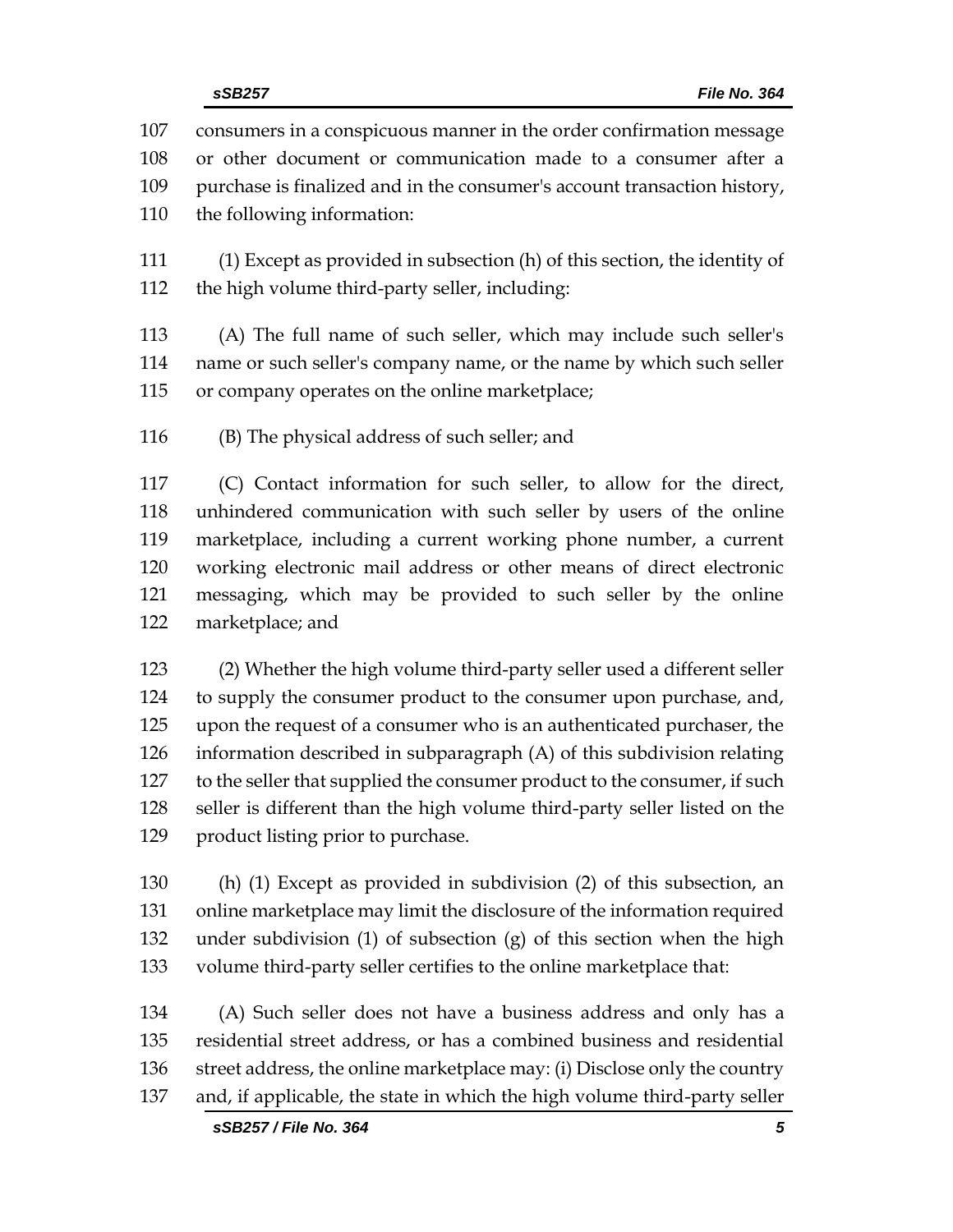consumers in a conspicuous manner in the order confirmation message or other document or communication made to a consumer after a purchase is finalized and in the consumer's account transaction history, the following information:

(1) Except as provided in subsection (h) of this section, the identity of the high volume third-party seller, including:

(A) The full name of such seller, which may include such seller's name or such seller's company name, or the name by which such seller or company operates on the online marketplace;

(B) The physical address of such seller; and

(C) Contact information for such seller, to allow for the direct, unhindered communication with such seller by users of the online marketplace, including a current working phone number, a current working electronic mail address or other means of direct electronic messaging, which may be provided to such seller by the online marketplace; and

(2) Whether the high volume third-party seller used a different seller to supply the consumer product to the consumer upon purchase, and, upon the request of a consumer who is an authenticated purchaser, the information described in subparagraph (A) of this subdivision relating to the seller that supplied the consumer product to the consumer, if such seller is different than the high volume third-party seller listed on the product listing prior to purchase.

(h) (1) Except as provided in subdivision (2) of this subsection, an online marketplace may limit the disclosure of the information required under subdivision (1) of subsection (g) of this section when the high volume third-party seller certifies to the online marketplace that:

(A) Such seller does not have a business address and only has a residential street address, or has a combined business and residential street address, the online marketplace may: (i) Disclose only the country and, if applicable, the state in which the high volume third-party seller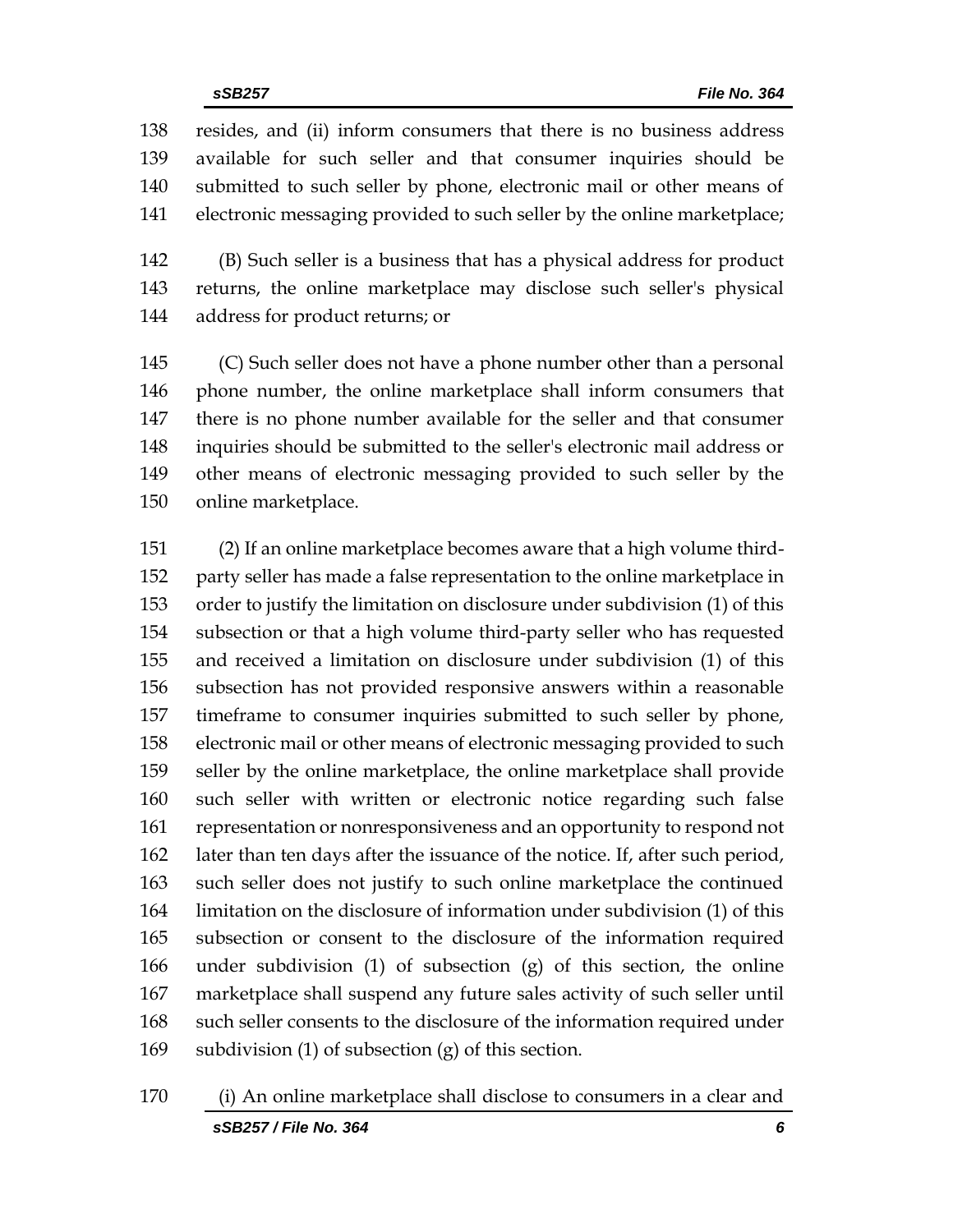resides, and (ii) inform consumers that there is no business address available for such seller and that consumer inquiries should be submitted to such seller by phone, electronic mail or other means of electronic messaging provided to such seller by the online marketplace;

(B) Such seller is a business that has a physical address for product returns, the online marketplace may disclose such seller's physical address for product returns; or

(C) Such seller does not have a phone number other than a personal phone number, the online marketplace shall inform consumers that there is no phone number available for the seller and that consumer inquiries should be submitted to the seller's electronic mail address or other means of electronic messaging provided to such seller by the online marketplace.

(2) If an online marketplace becomes aware that a high volume third-party seller has made a false representation to the online marketplace in order to justify the limitation on disclosure under subdivision (1) of this subsection or that a high volume third-party seller who has requested and received a limitation on disclosure under subdivision (1) of this subsection has not provided responsive answers within a reasonable timeframe to consumer inquiries submitted to such seller by phone, electronic mail or other means of electronic messaging provided to such seller by the online marketplace, the online marketplace shall provide such seller with written or electronic notice regarding such false representation or nonresponsiveness and an opportunity to respond not later than ten days after the issuance of the notice. If, after such period, such seller does not justify to such online marketplace the continued limitation on the disclosure of information under subdivision (1) of this subsection or consent to the disclosure of the information required under subdivision (1) of subsection (g) of this section, the online marketplace shall suspend any future sales activity of such seller until such seller consents to the disclosure of the information required under subdivision (1) of subsection (g) of this section.

(i) An online marketplace shall disclose to consumers in a clear and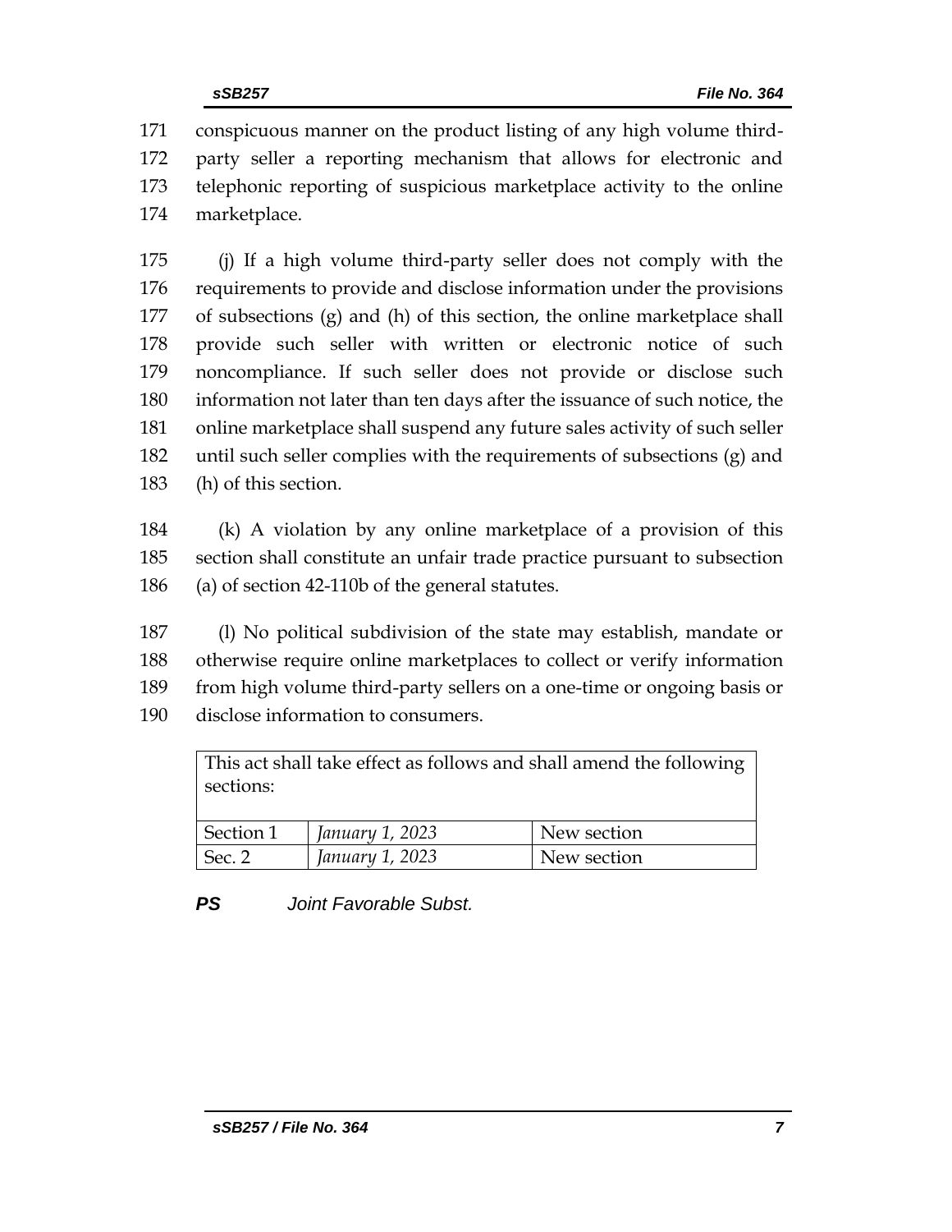conspicuous manner on the product listing of any high volume third-party seller a reporting mechanism that allows for electronic and telephonic reporting of suspicious marketplace activity to the online marketplace.

(j) If a high volume third-party seller does not comply with the requirements to provide and disclose information under the provisions of subsections (g) and (h) of this section, the online marketplace shall provide such seller with written or electronic notice of such noncompliance. If such seller does not provide or disclose such information not later than ten days after the issuance of such notice, the online marketplace shall suspend any future sales activity of such seller until such seller complies with the requirements of subsections (g) and (h) of this section.

(k) A violation by any online marketplace of a provision of this section shall constitute an unfair trade practice pursuant to subsection (a) of section 42-110b of the general statutes.

(l) No political subdivision of the state may establish, mandate or otherwise require online marketplaces to collect or verify information from high volume third-party sellers on a one-time or ongoing basis or disclose information to consumers.

| This act shall take effect as follows and shall amend the following sections: | | |
|---|---|---|
| Section 1 | *January 1, 2023* | New section |
| Sec. 2 | *January 1, 2023* | New section |

***PS*** *Joint Favorable Subst.*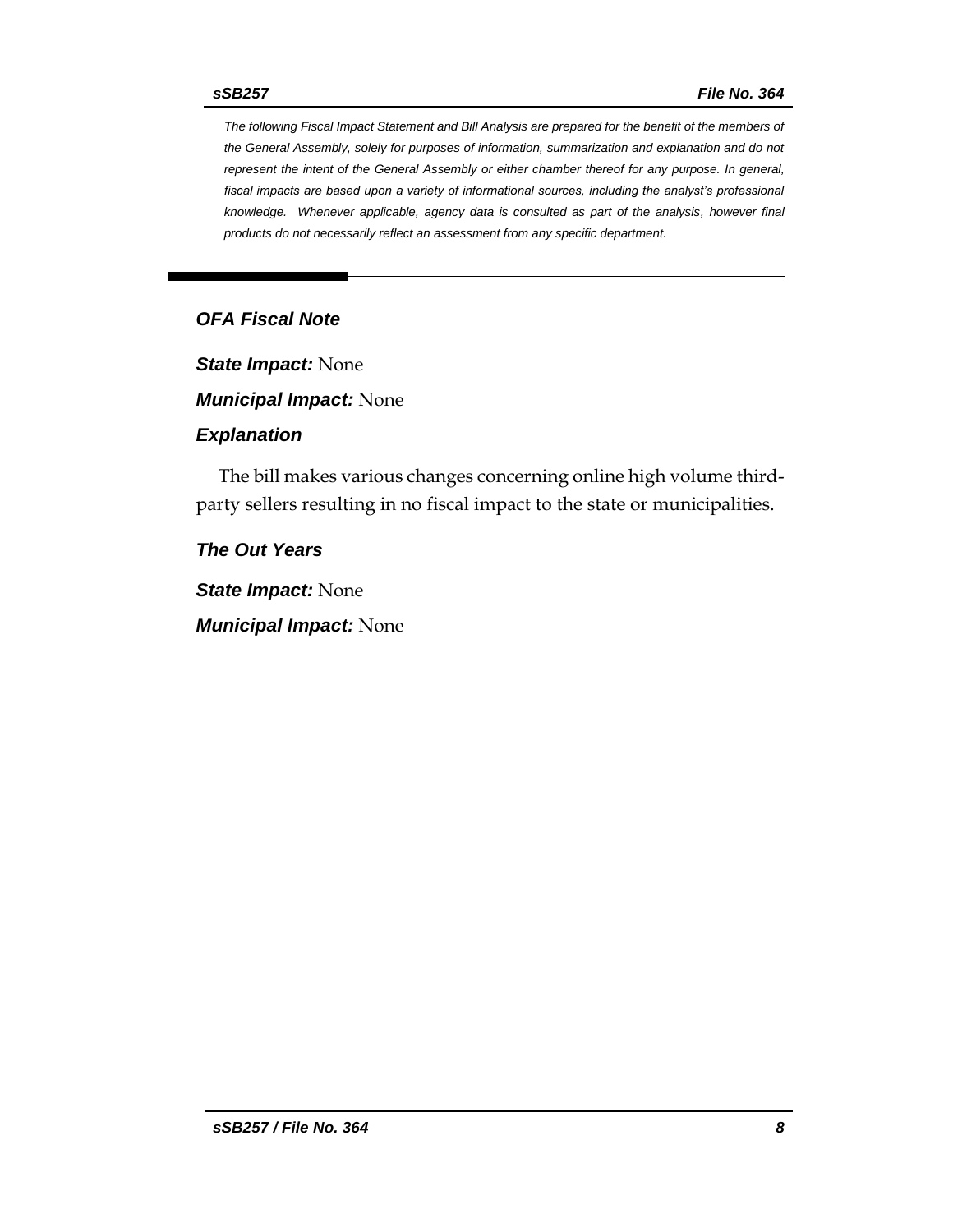*The following Fiscal Impact Statement and Bill Analysis are prepared for the benefit of the members of the General Assembly, solely for purposes of information, summarization and explanation and do not represent the intent of the General Assembly or either chamber thereof for any purpose. In general, fiscal impacts are based upon a variety of informational sources, including the analyst's professional knowledge. Whenever applicable, agency data is consulted as part of the analysis, however final products do not necessarily reflect an assessment from any specific department.*

---

## *OFA Fiscal Note*

***State Impact:*** None

***Municipal Impact:*** None

### *Explanation*

The bill makes various changes concerning online high volume third-party sellers resulting in no fiscal impact to the state or municipalities.

### *The Out Years*

***State Impact:*** None

***Municipal Impact:*** None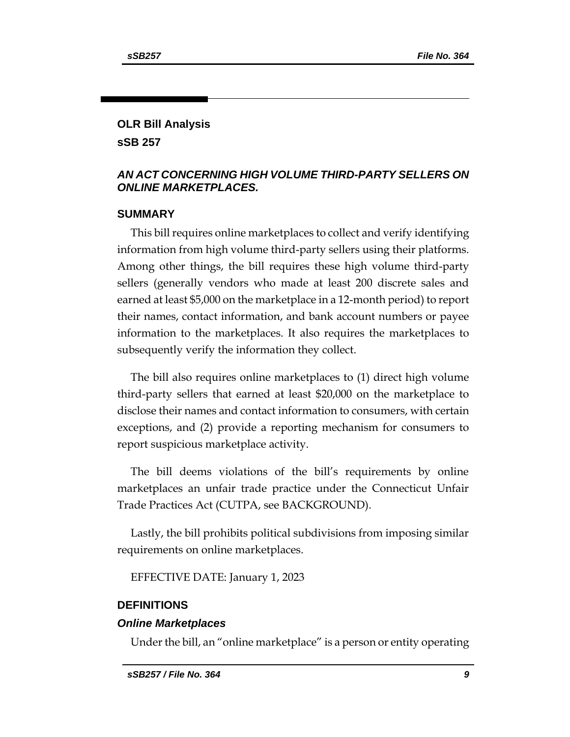## OLR Bill Analysis

## sSB 257

### *AN ACT CONCERNING HIGH VOLUME THIRD-PARTY SELLERS ON ONLINE MARKETPLACES.*

### SUMMARY

This bill requires online marketplaces to collect and verify identifying information from high volume third-party sellers using their platforms. Among other things, the bill requires these high volume third-party sellers (generally vendors who made at least 200 discrete sales and earned at least $5,000 on the marketplace in a 12-month period) to report their names, contact information, and bank account numbers or payee information to the marketplaces. It also requires the marketplaces to subsequently verify the information they collect.

The bill also requires online marketplaces to (1) direct high volume third-party sellers that earned at least $20,000 on the marketplace to disclose their names and contact information to consumers, with certain exceptions, and (2) provide a reporting mechanism for consumers to report suspicious marketplace activity.

The bill deems violations of the bill's requirements by online marketplaces an unfair trade practice under the Connecticut Unfair Trade Practices Act (CUTPA, see BACKGROUND).

Lastly, the bill prohibits political subdivisions from imposing similar requirements on online marketplaces.

EFFECTIVE DATE: January 1, 2023

### DEFINITIONS

#### *Online Marketplaces*

Under the bill, an "online marketplace" is a person or entity operating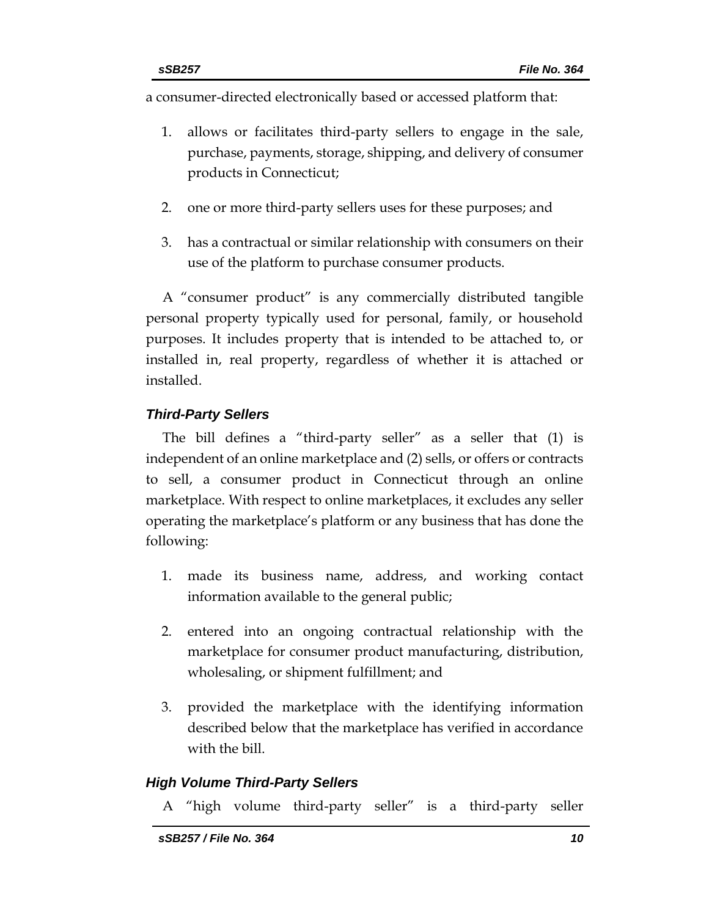a consumer-directed electronically based or accessed platform that:

1. allows or facilitates third-party sellers to engage in the sale, purchase, payments, storage, shipping, and delivery of consumer products in Connecticut;
2. one or more third-party sellers uses for these purposes; and
3. has a contractual or similar relationship with consumers on their use of the platform to purchase consumer products.

A “consumer product” is any commercially distributed tangible personal property typically used for personal, family, or household purposes. It includes property that is intended to be attached to, or installed in, real property, regardless of whether it is attached or installed.

### *Third-Party Sellers*

The bill defines a “third-party seller” as a seller that (1) is independent of an online marketplace and (2) sells, or offers or contracts to sell, a consumer product in Connecticut through an online marketplace. With respect to online marketplaces, it excludes any seller operating the marketplace’s platform or any business that has done the following:

1. made its business name, address, and working contact information available to the general public;
2. entered into an ongoing contractual relationship with the marketplace for consumer product manufacturing, distribution, wholesaling, or shipment fulfillment; and
3. provided the marketplace with the identifying information described below that the marketplace has verified in accordance with the bill.

### *High Volume Third-Party Sellers*

A “high volume third-party seller” is a third-party seller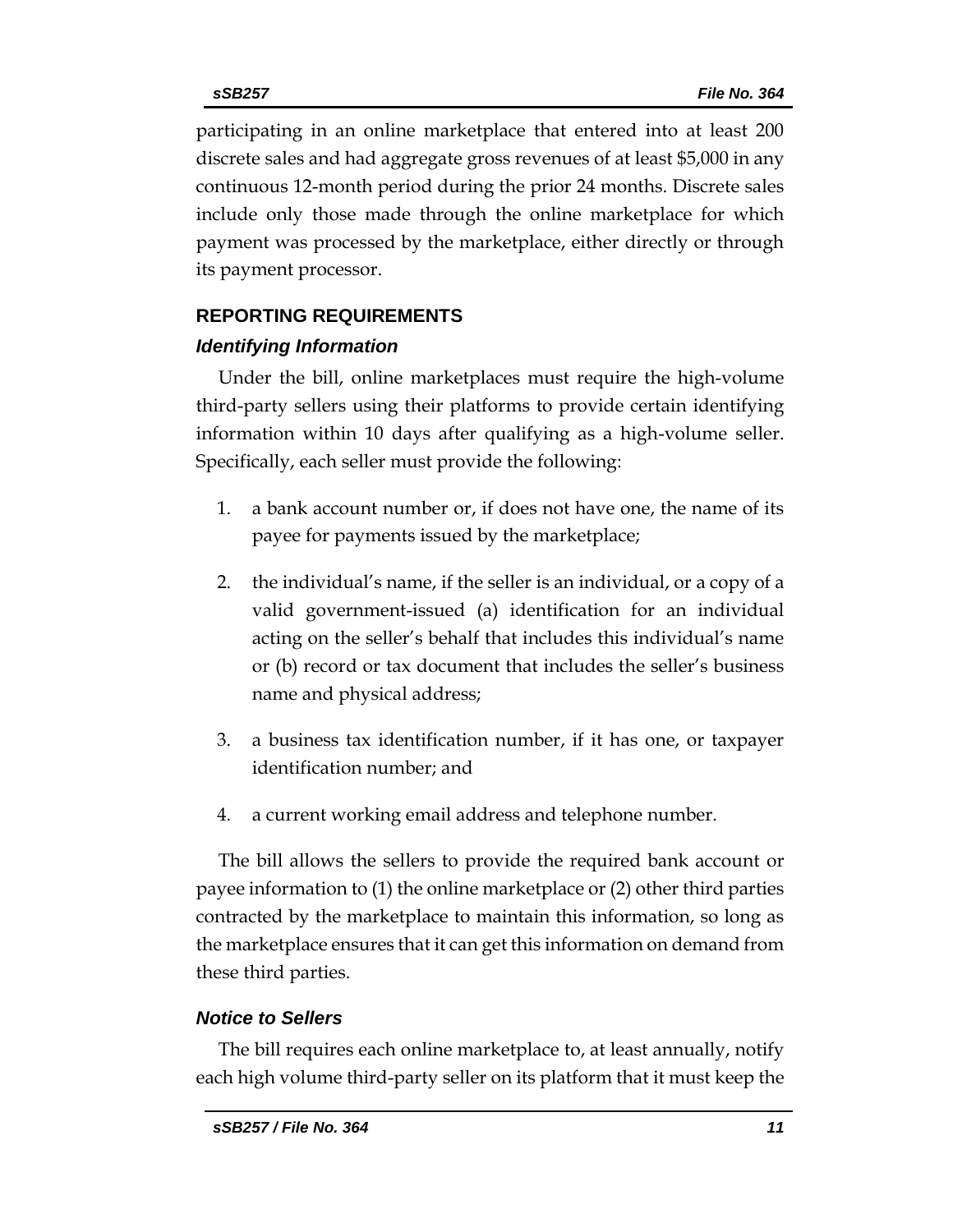participating in an online marketplace that entered into at least 200 discrete sales and had aggregate gross revenues of at least $5,000 in any continuous 12-month period during the prior 24 months. Discrete sales include only those made through the online marketplace for which payment was processed by the marketplace, either directly or through its payment processor.

## REPORTING REQUIREMENTS

### *Identifying Information*

Under the bill, online marketplaces must require the high-volume third-party sellers using their platforms to provide certain identifying information within 10 days after qualifying as a high-volume seller. Specifically, each seller must provide the following:

1. a bank account number or, if does not have one, the name of its payee for payments issued by the marketplace;
2. the individual's name, if the seller is an individual, or a copy of a valid government-issued (a) identification for an individual acting on the seller's behalf that includes this individual's name or (b) record or tax document that includes the seller's business name and physical address;
3. a business tax identification number, if it has one, or taxpayer identification number; and
4. a current working email address and telephone number.

The bill allows the sellers to provide the required bank account or payee information to (1) the online marketplace or (2) other third parties contracted by the marketplace to maintain this information, so long as the marketplace ensures that it can get this information on demand from these third parties.

### *Notice to Sellers*

The bill requires each online marketplace to, at least annually, notify each high volume third-party seller on its platform that it must keep the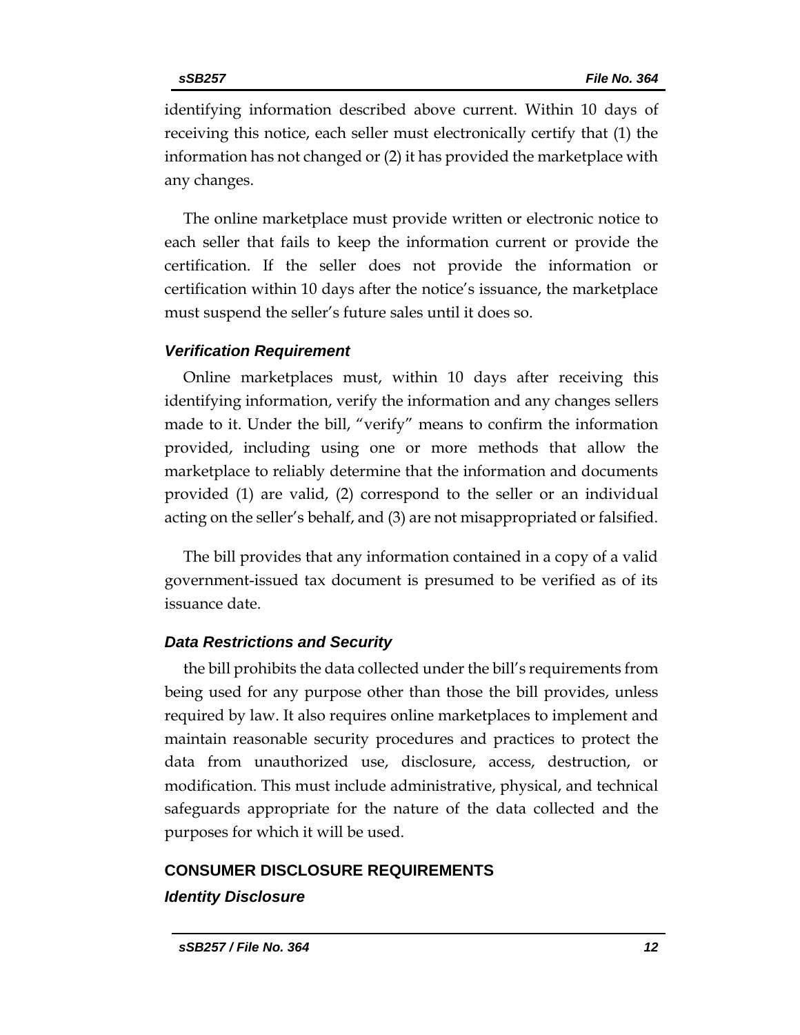identifying information described above current. Within 10 days of receiving this notice, each seller must electronically certify that (1) the information has not changed or (2) it has provided the marketplace with any changes.

The online marketplace must provide written or electronic notice to each seller that fails to keep the information current or provide the certification. If the seller does not provide the information or certification within 10 days after the notice's issuance, the marketplace must suspend the seller's future sales until it does so.

### *Verification Requirement*

Online marketplaces must, within 10 days after receiving this identifying information, verify the information and any changes sellers made to it. Under the bill, "verify" means to confirm the information provided, including using one or more methods that allow the marketplace to reliably determine that the information and documents provided (1) are valid, (2) correspond to the seller or an individual acting on the seller's behalf, and (3) are not misappropriated or falsified.

The bill provides that any information contained in a copy of a valid government-issued tax document is presumed to be verified as of its issuance date.

### *Data Restrictions and Security*

the bill prohibits the data collected under the bill's requirements from being used for any purpose other than those the bill provides, unless required by law. It also requires online marketplaces to implement and maintain reasonable security procedures and practices to protect the data from unauthorized use, disclosure, access, destruction, or modification. This must include administrative, physical, and technical safeguards appropriate for the nature of the data collected and the purposes for which it will be used.

## CONSUMER DISCLOSURE REQUIREMENTS

### *Identity Disclosure*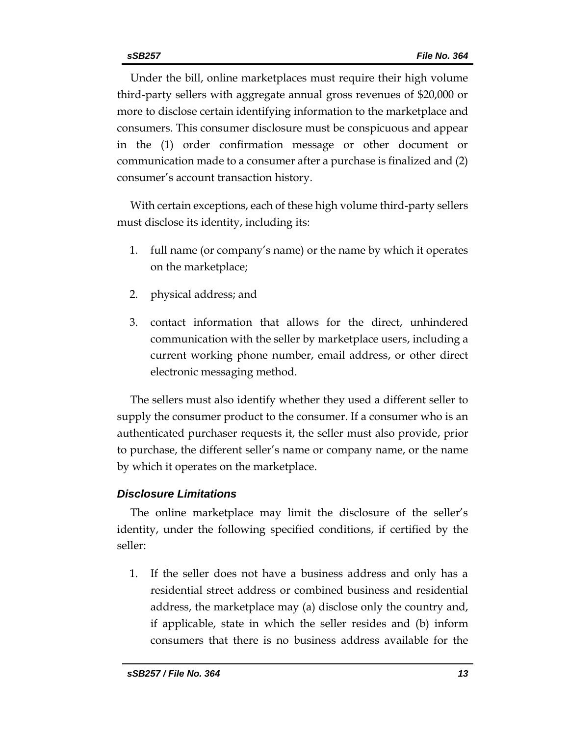Under the bill, online marketplaces must require their high volume third-party sellers with aggregate annual gross revenues of $20,000 or more to disclose certain identifying information to the marketplace and consumers. This consumer disclosure must be conspicuous and appear in the (1) order confirmation message or other document or communication made to a consumer after a purchase is finalized and (2) consumer's account transaction history.

With certain exceptions, each of these high volume third-party sellers must disclose its identity, including its:

1. full name (or company's name) or the name by which it operates on the marketplace;
2. physical address; and
3. contact information that allows for the direct, unhindered communication with the seller by marketplace users, including a current working phone number, email address, or other direct electronic messaging method.

The sellers must also identify whether they used a different seller to supply the consumer product to the consumer. If a consumer who is an authenticated purchaser requests it, the seller must also provide, prior to purchase, the different seller's name or company name, or the name by which it operates on the marketplace.

### *Disclosure Limitations*

The online marketplace may limit the disclosure of the seller's identity, under the following specified conditions, if certified by the seller:

1. If the seller does not have a business address and only has a residential street address or combined business and residential address, the marketplace may (a) disclose only the country and, if applicable, state in which the seller resides and (b) inform consumers that there is no business address available for the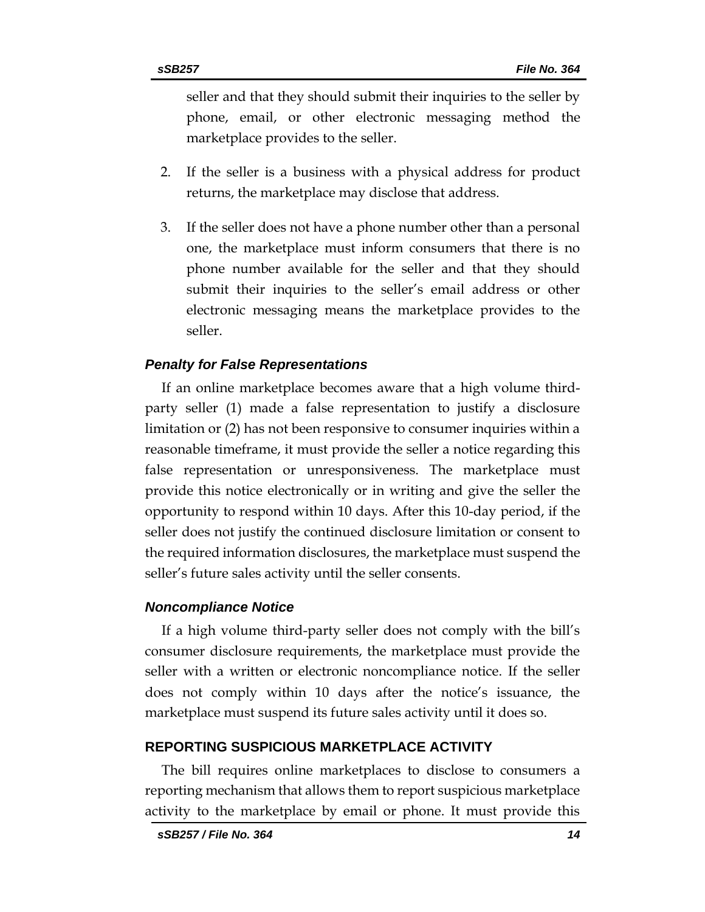seller and that they should submit their inquiries to the seller by phone, email, or other electronic messaging method the marketplace provides to the seller.

2. If the seller is a business with a physical address for product returns, the marketplace may disclose that address.

3. If the seller does not have a phone number other than a personal one, the marketplace must inform consumers that there is no phone number available for the seller and that they should submit their inquiries to the seller's email address or other electronic messaging means the marketplace provides to the seller.

### *Penalty for False Representations*

If an online marketplace becomes aware that a high volume third-party seller (1) made a false representation to justify a disclosure limitation or (2) has not been responsive to consumer inquiries within a reasonable timeframe, it must provide the seller a notice regarding this false representation or unresponsiveness. The marketplace must provide this notice electronically or in writing and give the seller the opportunity to respond within 10 days. After this 10-day period, if the seller does not justify the continued disclosure limitation or consent to the required information disclosures, the marketplace must suspend the seller's future sales activity until the seller consents.

### *Noncompliance Notice*

If a high volume third-party seller does not comply with the bill's consumer disclosure requirements, the marketplace must provide the seller with a written or electronic noncompliance notice. If the seller does not comply within 10 days after the notice's issuance, the marketplace must suspend its future sales activity until it does so.

## REPORTING SUSPICIOUS MARKETPLACE ACTIVITY

The bill requires online marketplaces to disclose to consumers a reporting mechanism that allows them to report suspicious marketplace activity to the marketplace by email or phone. It must provide this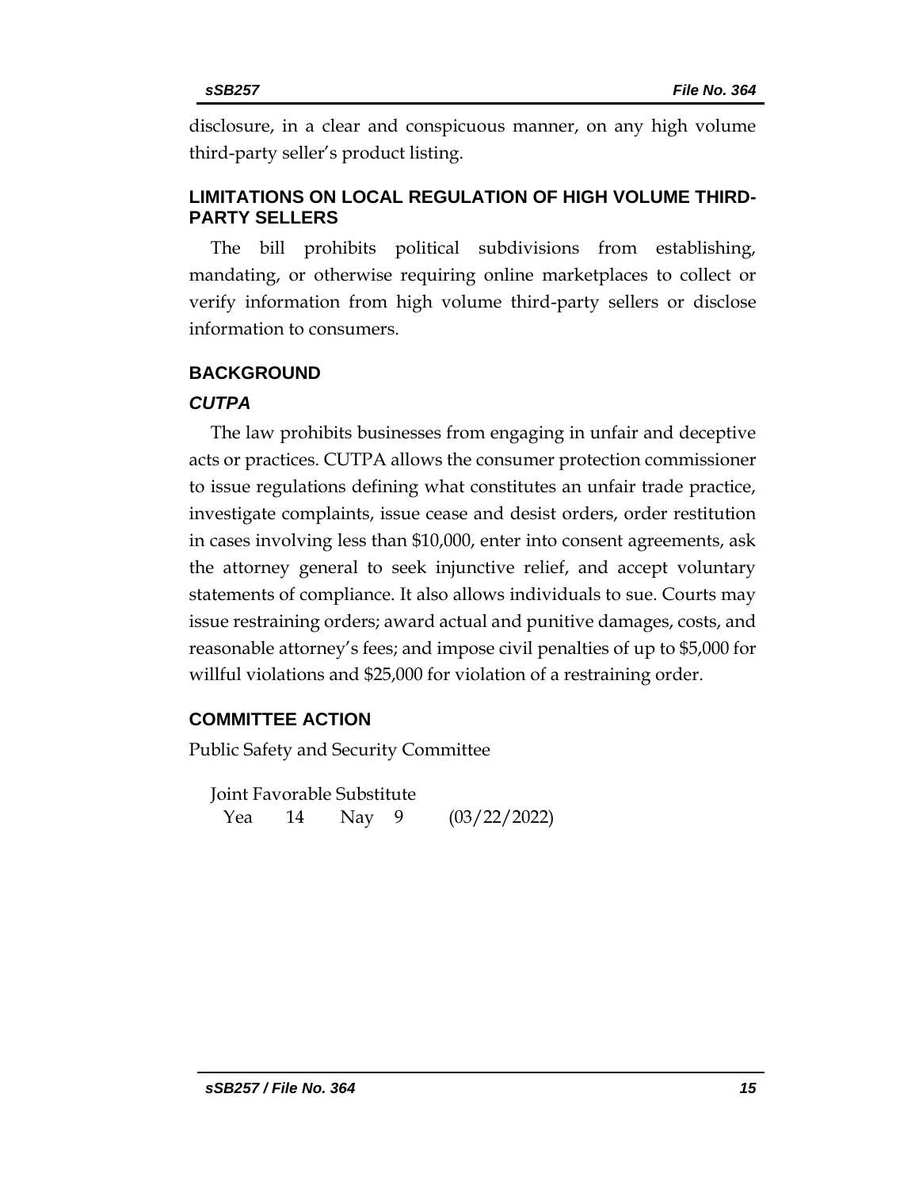disclosure, in a clear and conspicuous manner, on any high volume third-party seller's product listing.

## LIMITATIONS ON LOCAL REGULATION OF HIGH VOLUME THIRD-PARTY SELLERS

The bill prohibits political subdivisions from establishing, mandating, or otherwise requiring online marketplaces to collect or verify information from high volume third-party sellers or disclose information to consumers.

## BACKGROUND

### *CUTPA*

The law prohibits businesses from engaging in unfair and deceptive acts or practices. CUTPA allows the consumer protection commissioner to issue regulations defining what constitutes an unfair trade practice, investigate complaints, issue cease and desist orders, order restitution in cases involving less than $10,000, enter into consent agreements, ask the attorney general to seek injunctive relief, and accept voluntary statements of compliance. It also allows individuals to sue. Courts may issue restraining orders; award actual and punitive damages, costs, and reasonable attorney's fees; and impose civil penalties of up to $5,000 for willful violations and $25,000 for violation of a restraining order.

## COMMITTEE ACTION

Public Safety and Security Committee

Joint Favorable Substitute

| | | | | |
|---|---|---|---|---|
| Yea | 14 | Nay | 9 | (03/22/2022) |